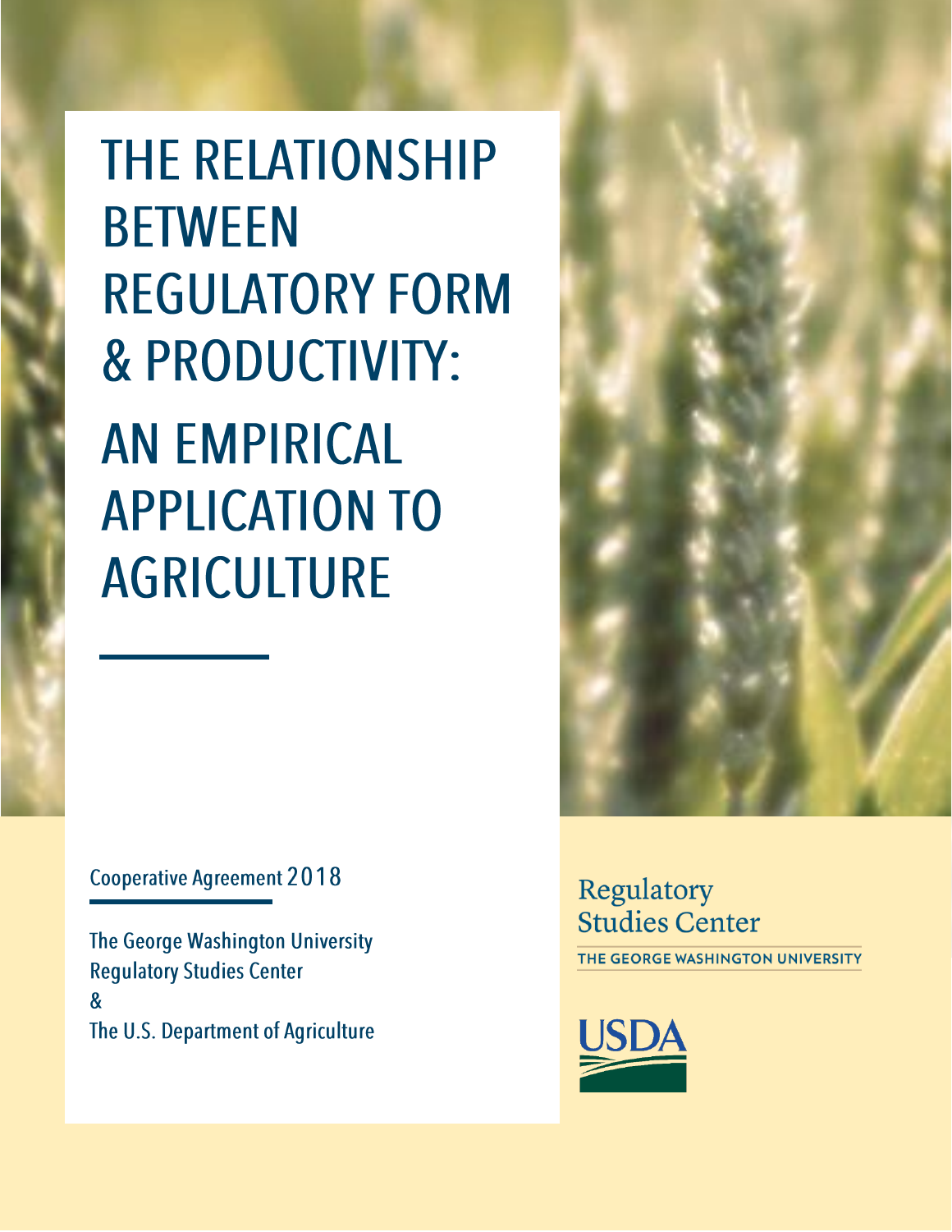# THE RELATIONSHIP BETWEEN REGULATORY FORM & PRODUCTIVITY:

# AN EMPIRICAL APPLICATION TO AGRICULTURE

Cooperative Agreement 2018

The George Washington University
Regulatory Studies Center
&
The U.S. Department of Agriculture

Regulatory Studies Center
THE GEORGE WASHINGTON UNIVERSITY

USDA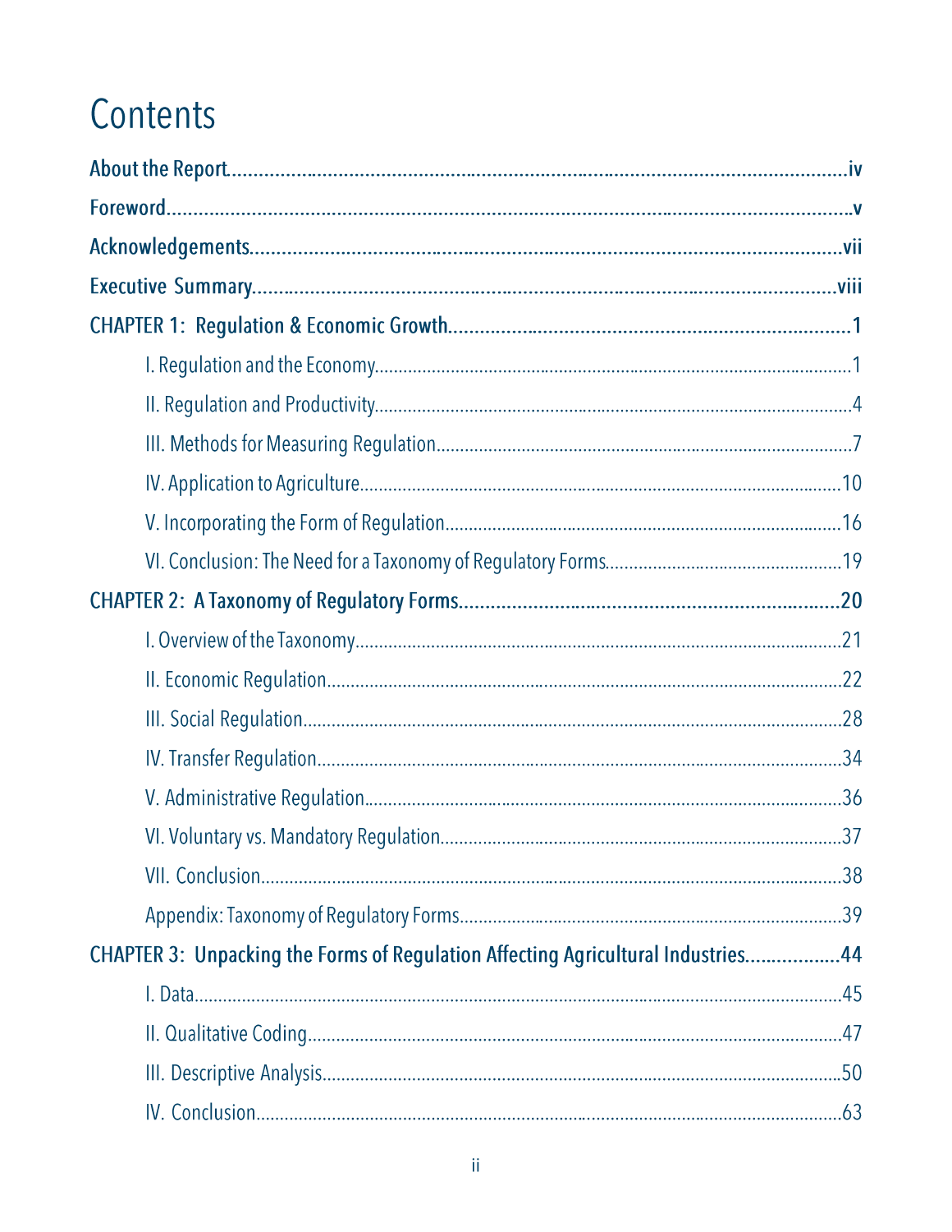# Contents

**About the Report** ............................................................ iv

**Foreword** ............................................................ v

**Acknowledgements** ............................................................ vii

**Executive Summary** ............................................................ viii

**CHAPTER 1: Regulation & Economic Growth** ............................................................ 1

- I. Regulation and the Economy ............................................................ 1
- II. Regulation and Productivity ............................................................ 4
- III. Methods for Measuring Regulation ............................................................ 7
- IV. Application to Agriculture ............................................................ 10
- V. Incorporating the Form of Regulation ............................................................ 16
- VI. Conclusion: The Need for a Taxonomy of Regulatory Forms ............................................................ 19

**CHAPTER 2: A Taxonomy of Regulatory Forms** ............................................................ 20

- I. Overview of the Taxonomy ............................................................ 21
- II. Economic Regulation ............................................................ 22
- III. Social Regulation ............................................................ 28
- IV. Transfer Regulation ............................................................ 34
- V. Administrative Regulation ............................................................ 36
- VI. Voluntary vs. Mandatory Regulation ............................................................ 37
- VII. Conclusion ............................................................ 38
- Appendix: Taxonomy of Regulatory Forms ............................................................ 39

**CHAPTER 3: Unpacking the Forms of Regulation Affecting Agricultural Industries** ............................................................ 44

- I. Data ............................................................ 45
- II. Qualitative Coding ............................................................ 47
- III. Descriptive Analysis ............................................................ 50
- IV. Conclusion ............................................................ 63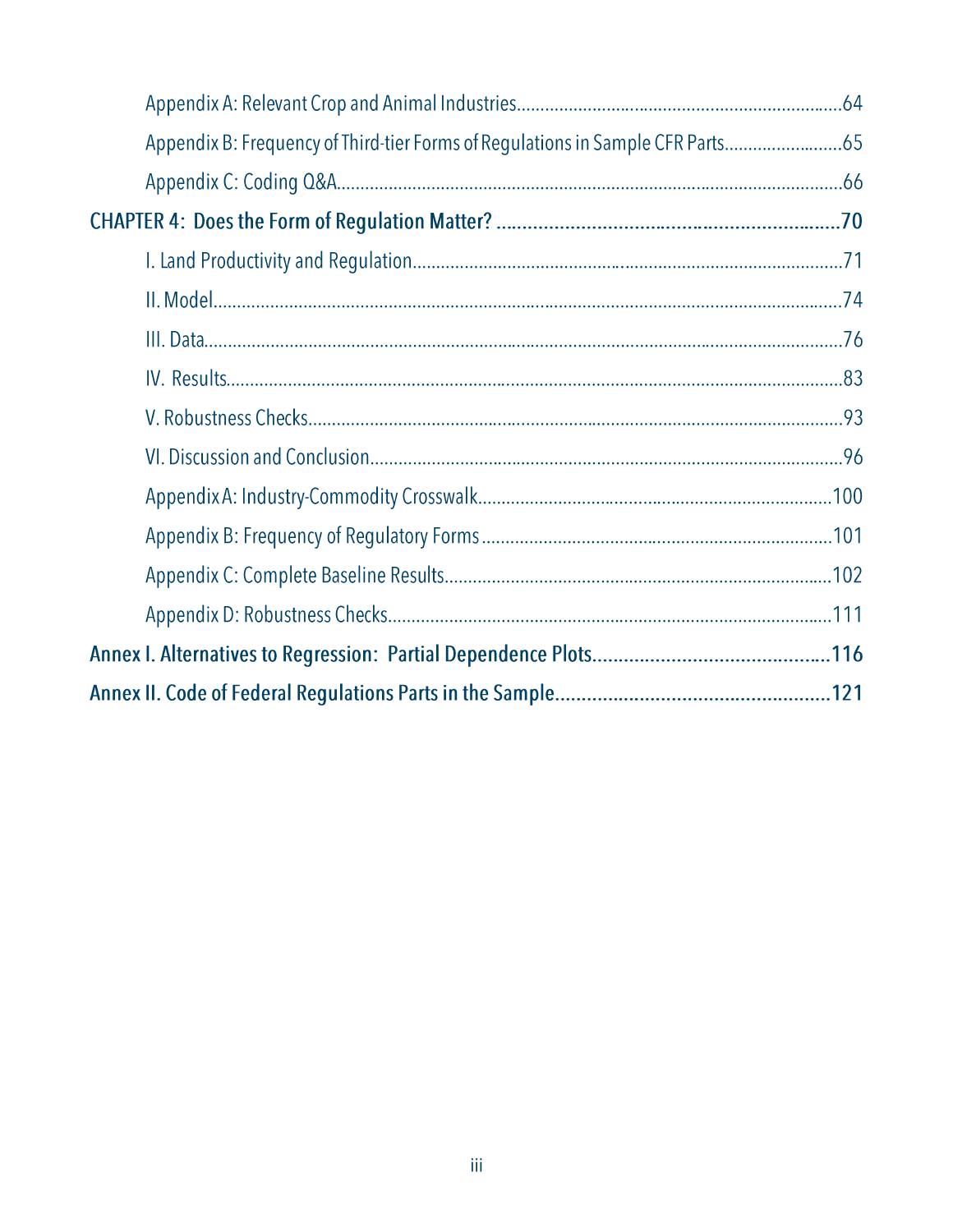Appendix A: Relevant Crop and Animal Industries....................................................................64

Appendix B: Frequency of Third-tier Forms of Regulations in Sample CFR Parts..........................65

Appendix C: Coding Q&A..........................................................................................................66

**CHAPTER 4: Does the Form of Regulation Matter? ..................................................................70**

I. Land Productivity and Regulation..........................................................................................71

II. Model...................................................................................................................................74

III. Data.....................................................................................................................................76

IV. Results.................................................................................................................................83

V. Robustness Checks................................................................................................................93

VI. Discussion and Conclusion...................................................................................................96

Appendix A: Industry-Commodity Crosswalk.............................................................................100

Appendix B: Frequency of Regulatory Forms ............................................................................101

Appendix C: Complete Baseline Results....................................................................................102

Appendix D: Robustness Checks...............................................................................................111

**Annex I. Alternatives to Regression: Partial Dependence Plots.............................................116**

**Annex II. Code of Federal Regulations Parts in the Sample....................................................121**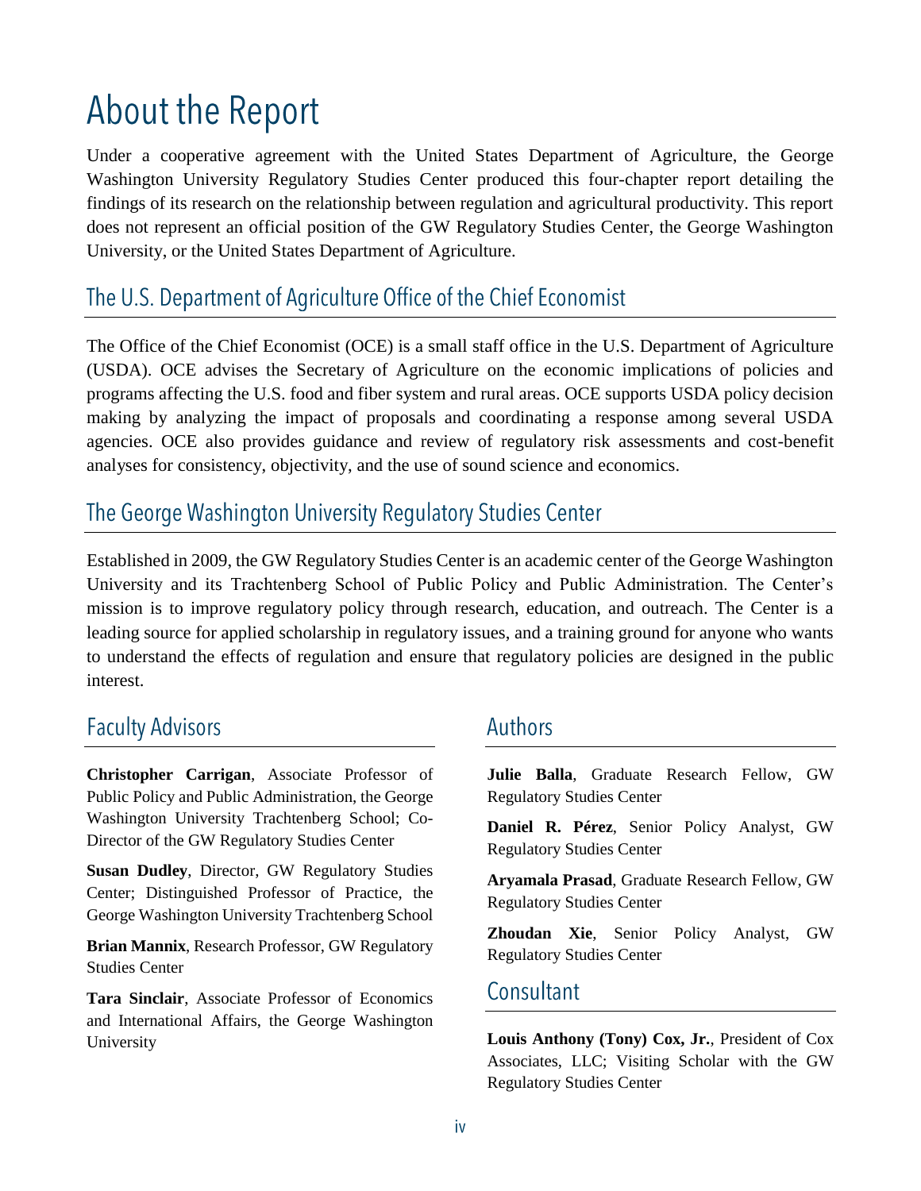# About the Report

Under a cooperative agreement with the United States Department of Agriculture, the George Washington University Regulatory Studies Center produced this four-chapter report detailing the findings of its research on the relationship between regulation and agricultural productivity. This report does not represent an official position of the GW Regulatory Studies Center, the George Washington University, or the United States Department of Agriculture.

## The U.S. Department of Agriculture Office of the Chief Economist

The Office of the Chief Economist (OCE) is a small staff office in the U.S. Department of Agriculture (USDA). OCE advises the Secretary of Agriculture on the economic implications of policies and programs affecting the U.S. food and fiber system and rural areas. OCE supports USDA policy decision making by analyzing the impact of proposals and coordinating a response among several USDA agencies. OCE also provides guidance and review of regulatory risk assessments and cost-benefit analyses for consistency, objectivity, and the use of sound science and economics.

## The George Washington University Regulatory Studies Center

Established in 2009, the GW Regulatory Studies Center is an academic center of the George Washington University and its Trachtenberg School of Public Policy and Public Administration. The Center's mission is to improve regulatory policy through research, education, and outreach. The Center is a leading source for applied scholarship in regulatory issues, and a training ground for anyone who wants to understand the effects of regulation and ensure that regulatory policies are designed in the public interest.

## Faculty Advisors

**Christopher Carrigan**, Associate Professor of Public Policy and Public Administration, the George Washington University Trachtenberg School; Co-Director of the GW Regulatory Studies Center

**Susan Dudley**, Director, GW Regulatory Studies Center; Distinguished Professor of Practice, the George Washington University Trachtenberg School

**Brian Mannix**, Research Professor, GW Regulatory Studies Center

**Tara Sinclair**, Associate Professor of Economics and International Affairs, the George Washington University

## Authors

**Julie Balla**, Graduate Research Fellow, GW Regulatory Studies Center

**Daniel R. Pérez**, Senior Policy Analyst, GW Regulatory Studies Center

**Aryamala Prasad**, Graduate Research Fellow, GW Regulatory Studies Center

**Zhoudan Xie**, Senior Policy Analyst, GW Regulatory Studies Center

## Consultant

**Louis Anthony (Tony) Cox, Jr.**, President of Cox Associates, LLC; Visiting Scholar with the GW Regulatory Studies Center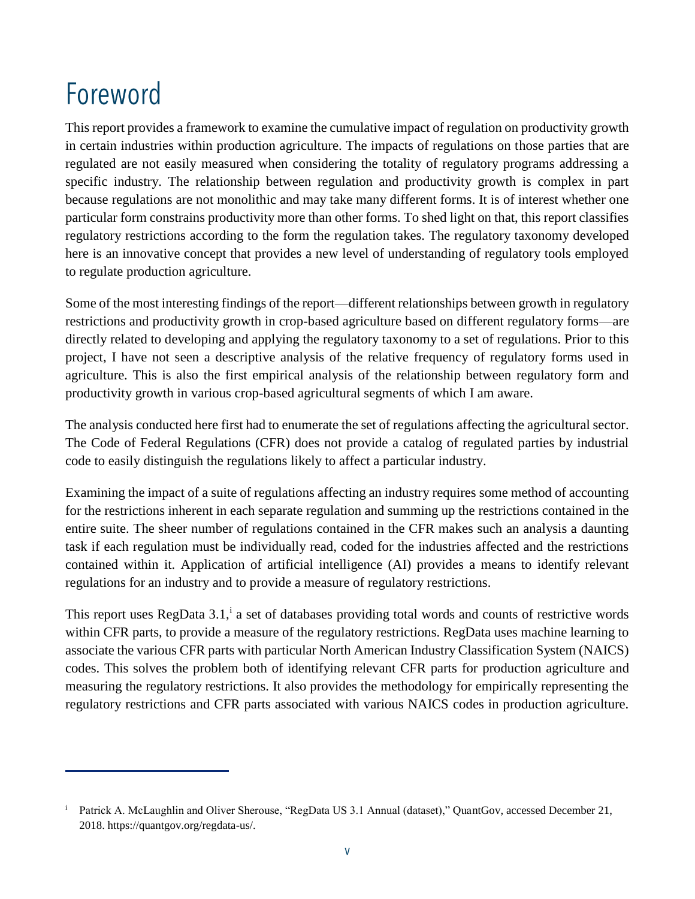# Foreword

This report provides a framework to examine the cumulative impact of regulation on productivity growth in certain industries within production agriculture. The impacts of regulations on those parties that are regulated are not easily measured when considering the totality of regulatory programs addressing a specific industry. The relationship between regulation and productivity growth is complex in part because regulations are not monolithic and may take many different forms. It is of interest whether one particular form constrains productivity more than other forms. To shed light on that, this report classifies regulatory restrictions according to the form the regulation takes. The regulatory taxonomy developed here is an innovative concept that provides a new level of understanding of regulatory tools employed to regulate production agriculture.

Some of the most interesting findings of the report—different relationships between growth in regulatory restrictions and productivity growth in crop-based agriculture based on different regulatory forms—are directly related to developing and applying the regulatory taxonomy to a set of regulations. Prior to this project, I have not seen a descriptive analysis of the relative frequency of regulatory forms used in agriculture. This is also the first empirical analysis of the relationship between regulatory form and productivity growth in various crop-based agricultural segments of which I am aware.

The analysis conducted here first had to enumerate the set of regulations affecting the agricultural sector. The Code of Federal Regulations (CFR) does not provide a catalog of regulated parties by industrial code to easily distinguish the regulations likely to affect a particular industry.

Examining the impact of a suite of regulations affecting an industry requires some method of accounting for the restrictions inherent in each separate regulation and summing up the restrictions contained in the entire suite. The sheer number of regulations contained in the CFR makes such an analysis a daunting task if each regulation must be individually read, coded for the industries affected and the restrictions contained within it. Application of artificial intelligence (AI) provides a means to identify relevant regulations for an industry and to provide a measure of regulatory restrictions.

This report uses RegData 3.1,[i] a set of databases providing total words and counts of restrictive words within CFR parts, to provide a measure of the regulatory restrictions. RegData uses machine learning to associate the various CFR parts with particular North American Industry Classification System (NAICS) codes. This solves the problem both of identifying relevant CFR parts for production agriculture and measuring the regulatory restrictions. It also provides the methodology for empirically representing the regulatory restrictions and CFR parts associated with various NAICS codes in production agriculture.

---

[i] Patrick A. McLaughlin and Oliver Sherouse, "RegData US 3.1 Annual (dataset)," QuantGov, accessed December 21, 2018. https://quantgov.org/regdata-us/.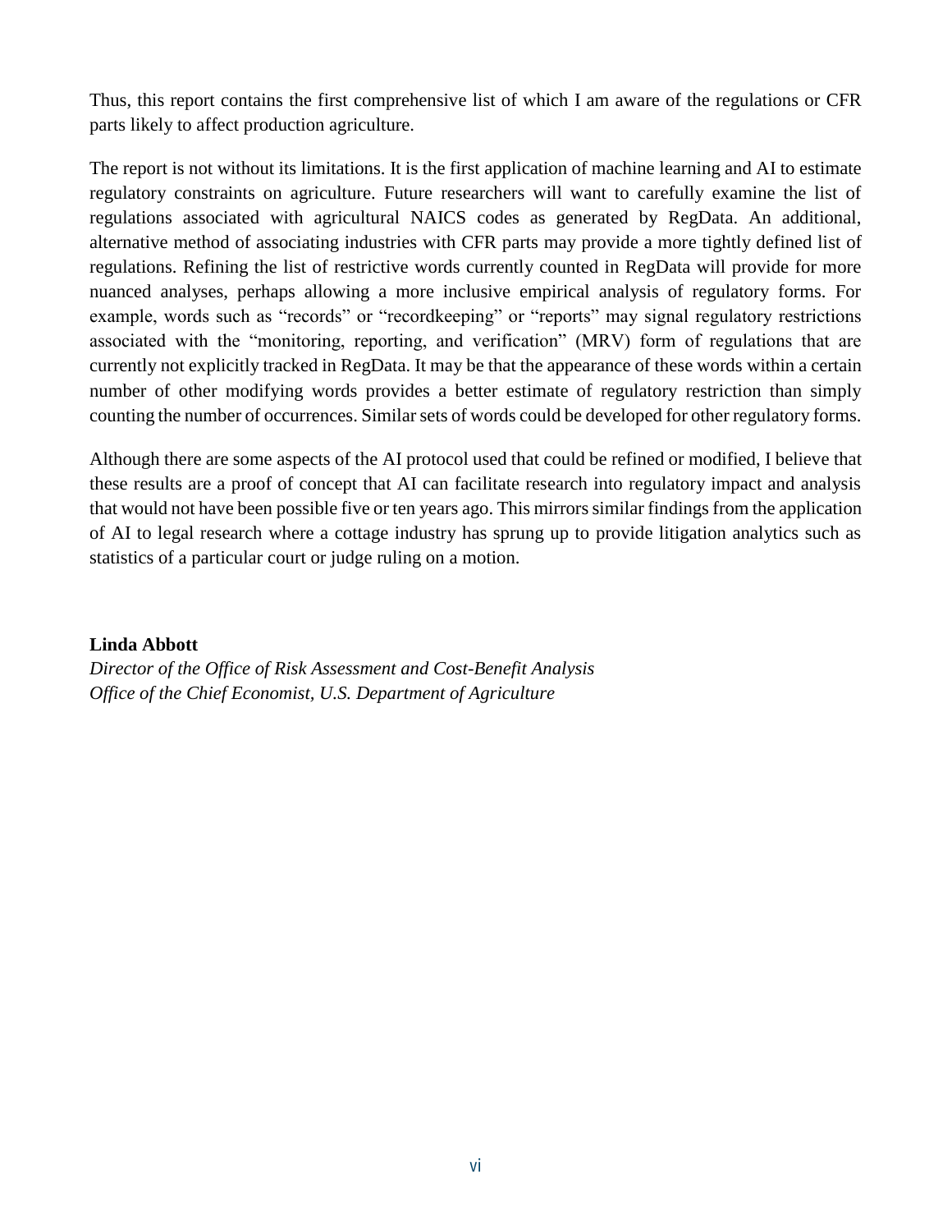Thus, this report contains the first comprehensive list of which I am aware of the regulations or CFR parts likely to affect production agriculture.

The report is not without its limitations. It is the first application of machine learning and AI to estimate regulatory constraints on agriculture. Future researchers will want to carefully examine the list of regulations associated with agricultural NAICS codes as generated by RegData. An additional, alternative method of associating industries with CFR parts may provide a more tightly defined list of regulations. Refining the list of restrictive words currently counted in RegData will provide for more nuanced analyses, perhaps allowing a more inclusive empirical analysis of regulatory forms. For example, words such as "records" or "recordkeeping" or "reports" may signal regulatory restrictions associated with the "monitoring, reporting, and verification" (MRV) form of regulations that are currently not explicitly tracked in RegData. It may be that the appearance of these words within a certain number of other modifying words provides a better estimate of regulatory restriction than simply counting the number of occurrences. Similar sets of words could be developed for other regulatory forms.

Although there are some aspects of the AI protocol used that could be refined or modified, I believe that these results are a proof of concept that AI can facilitate research into regulatory impact and analysis that would not have been possible five or ten years ago. This mirrors similar findings from the application of AI to legal research where a cottage industry has sprung up to provide litigation analytics such as statistics of a particular court or judge ruling on a motion.

**Linda Abbott**
*Director of the Office of Risk Assessment and Cost-Benefit Analysis*
*Office of the Chief Economist, U.S. Department of Agriculture*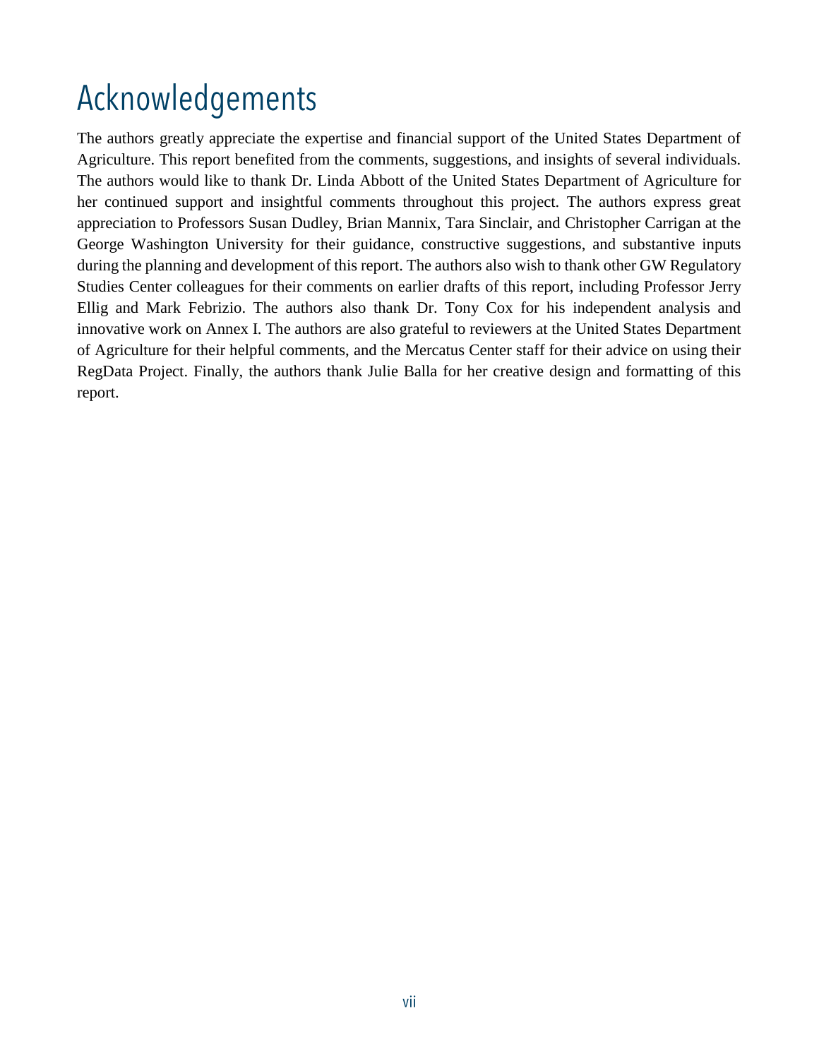# Acknowledgements

The authors greatly appreciate the expertise and financial support of the United States Department of Agriculture. This report benefited from the comments, suggestions, and insights of several individuals. The authors would like to thank Dr. Linda Abbott of the United States Department of Agriculture for her continued support and insightful comments throughout this project. The authors express great appreciation to Professors Susan Dudley, Brian Mannix, Tara Sinclair, and Christopher Carrigan at the George Washington University for their guidance, constructive suggestions, and substantive inputs during the planning and development of this report. The authors also wish to thank other GW Regulatory Studies Center colleagues for their comments on earlier drafts of this report, including Professor Jerry Ellig and Mark Febrizio. The authors also thank Dr. Tony Cox for his independent analysis and innovative work on Annex I. The authors are also grateful to reviewers at the United States Department of Agriculture for their helpful comments, and the Mercatus Center staff for their advice on using their RegData Project. Finally, the authors thank Julie Balla for her creative design and formatting of this report.